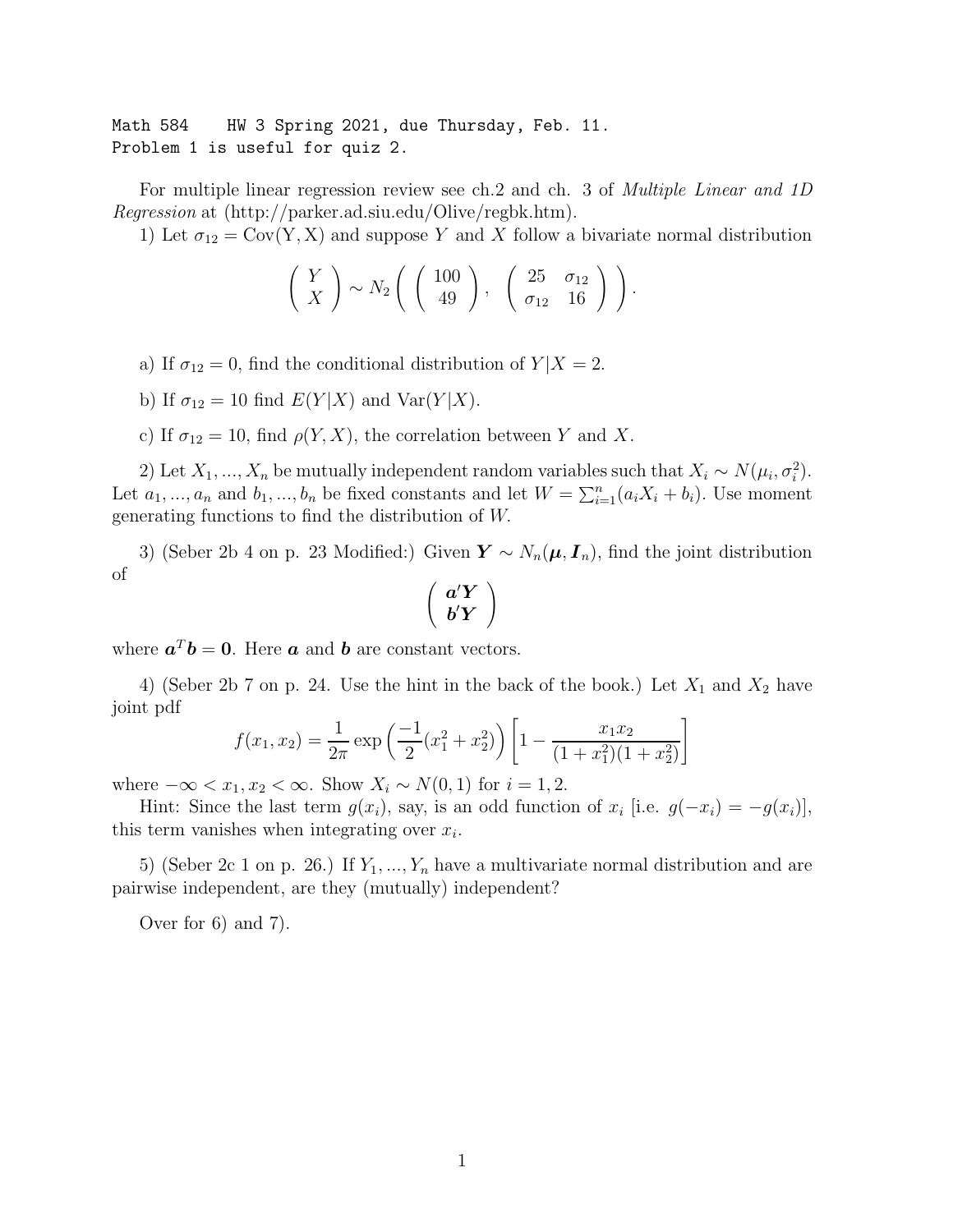Math 584 HW 3 Spring 2021, due Thursday, Feb. 11.
Problem 1 is useful for quiz 2.

For multiple linear regression review see ch.2 and ch. 3 of *Multiple Linear and 1D Regression* at (http://parker.ad.siu.edu/Olive/regbk.htm).

1) Let $\sigma_{12} = \text{Cov}(Y, X)$ and suppose $Y$ and $X$ follow a bivariate normal distribution

$$\begin{pmatrix} Y \\ X \end{pmatrix} \sim N_2\left( \begin{pmatrix} 100 \\ 49 \end{pmatrix}, \begin{pmatrix} 25 & \sigma_{12} \\ \sigma_{12} & 16 \end{pmatrix} \right).$$

a) If $\sigma_{12} = 0$, find the conditional distribution of $Y|X = 2$.

b) If $\sigma_{12} = 10$ find $E(Y|X)$ and $\text{Var}(Y|X)$.

c) If $\sigma_{12} = 10$, find $\rho(Y, X)$, the correlation between $Y$ and $X$.

2) Let $X_1, ..., X_n$ be mutually independent random variables such that $X_i \sim N(\mu_i, \sigma_i^2)$. Let $a_1, ..., a_n$ and $b_1, ..., b_n$ be fixed constants and let $W = \sum_{i=1}^n (a_i X_i + b_i)$. Use moment generating functions to find the distribution of $W$.

3) (Seber 2b 4 on p. 23 Modified:) Given $\boldsymbol{Y} \sim N_n(\boldsymbol{\mu}, \boldsymbol{I}_n)$, find the joint distribution of

$$\begin{pmatrix} \boldsymbol{a}'\boldsymbol{Y} \\ \boldsymbol{b}'\boldsymbol{Y} \end{pmatrix}$$

where $\boldsymbol{a}^T \boldsymbol{b} = \boldsymbol{0}$. Here $\boldsymbol{a}$ and $\boldsymbol{b}$ are constant vectors.

4) (Seber 2b 7 on p. 24. Use the hint in the back of the book.) Let $X_1$ and $X_2$ have joint pdf

$$f(x_1, x_2) = \frac{1}{2\pi} \exp\left(\frac{-1}{2}(x_1^2 + x_2^2)\right) \left[1 - \frac{x_1 x_2}{(1 + x_1^2)(1 + x_2^2)}\right]$$

where $-\infty < x_1, x_2 < \infty$. Show $X_i \sim N(0, 1)$ for $i = 1, 2$.

Hint: Since the last term $g(x_i)$, say, is an odd function of $x_i$ [i.e. $g(-x_i) = -g(x_i)$], this term vanishes when integrating over $x_i$.

5) (Seber 2c 1 on p. 26.) If $Y_1, ..., Y_n$ have a multivariate normal distribution and are pairwise independent, are they (mutually) independent?

Over for 6) and 7).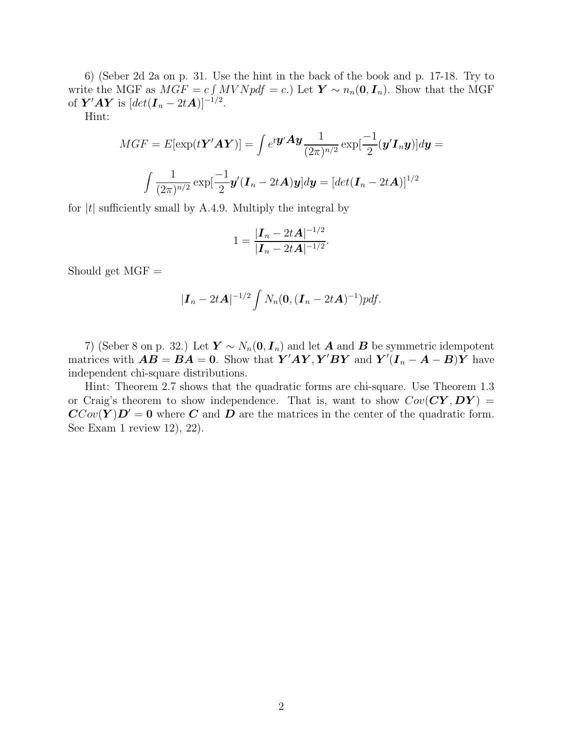6) (Seber 2d 2a on p. 31. Use the hint in the back of the book and p. 17-18. Try to write the MGF as $MGF = c \int MVNpdf = c$.) Let $\boldsymbol{Y} \sim n_n(\boldsymbol{0}, \boldsymbol{I}_n)$. Show that the MGF of $\boldsymbol{Y}'\boldsymbol{A}\boldsymbol{Y}$ is $[det(\boldsymbol{I}_n - 2t\boldsymbol{A})]^{-1/2}$.

Hint:

$$MGF = E[\exp(t\boldsymbol{Y}'\boldsymbol{A}\boldsymbol{Y})] = \int e^{t\boldsymbol{y}'\boldsymbol{A}\boldsymbol{y}} \frac{1}{(2\pi)^{n/2}} \exp[\frac{-1}{2}(\boldsymbol{y}'\boldsymbol{I}_n\boldsymbol{y})]d\boldsymbol{y} =$$

$$\int \frac{1}{(2\pi)^{n/2}} \exp[\frac{-1}{2}\boldsymbol{y}'(\boldsymbol{I}_n - 2t\boldsymbol{A})\boldsymbol{y}]d\boldsymbol{y} = [det(\boldsymbol{I}_n - 2t\boldsymbol{A})]^{1/2}$$

for $|t|$ sufficiently small by A.4.9. Multiply the integral by

$$1 = \frac{|\boldsymbol{I}_n - 2t\boldsymbol{A}|^{-1/2}}{|\boldsymbol{I}_n - 2t\boldsymbol{A}|^{-1/2}}.$$

Should get MGF =

$$|\boldsymbol{I}_n - 2t\boldsymbol{A}|^{-1/2} \int N_n(\boldsymbol{0}, (\boldsymbol{I}_n - 2t\boldsymbol{A})^{-1})pdf.$$

7) (Seber 8 on p. 32.) Let $\boldsymbol{Y} \sim N_n(\boldsymbol{0}, \boldsymbol{I}_n)$ and let $\boldsymbol{A}$ and $\boldsymbol{B}$ be symmetric idempotent matrices with $\boldsymbol{A}\boldsymbol{B} = \boldsymbol{B}\boldsymbol{A} = \boldsymbol{0}$. Show that $\boldsymbol{Y}'\boldsymbol{A}\boldsymbol{Y}, \boldsymbol{Y}'\boldsymbol{B}\boldsymbol{Y}$ and $\boldsymbol{Y}'(\boldsymbol{I}_n - \boldsymbol{A} - \boldsymbol{B})\boldsymbol{Y}$ have independent chi-square distributions.

Hint: Theorem 2.7 shows that the quadratic forms are chi-square. Use Theorem 1.3 or Craig's theorem to show independence. That is, want to show $Cov(\boldsymbol{C}\boldsymbol{Y}, \boldsymbol{D}\boldsymbol{Y}) = \boldsymbol{C}Cov(\boldsymbol{Y})\boldsymbol{D}' = \boldsymbol{0}$ where $\boldsymbol{C}$ and $\boldsymbol{D}$ are the matrices in the center of the quadratic form. See Exam 1 review 12), 22).